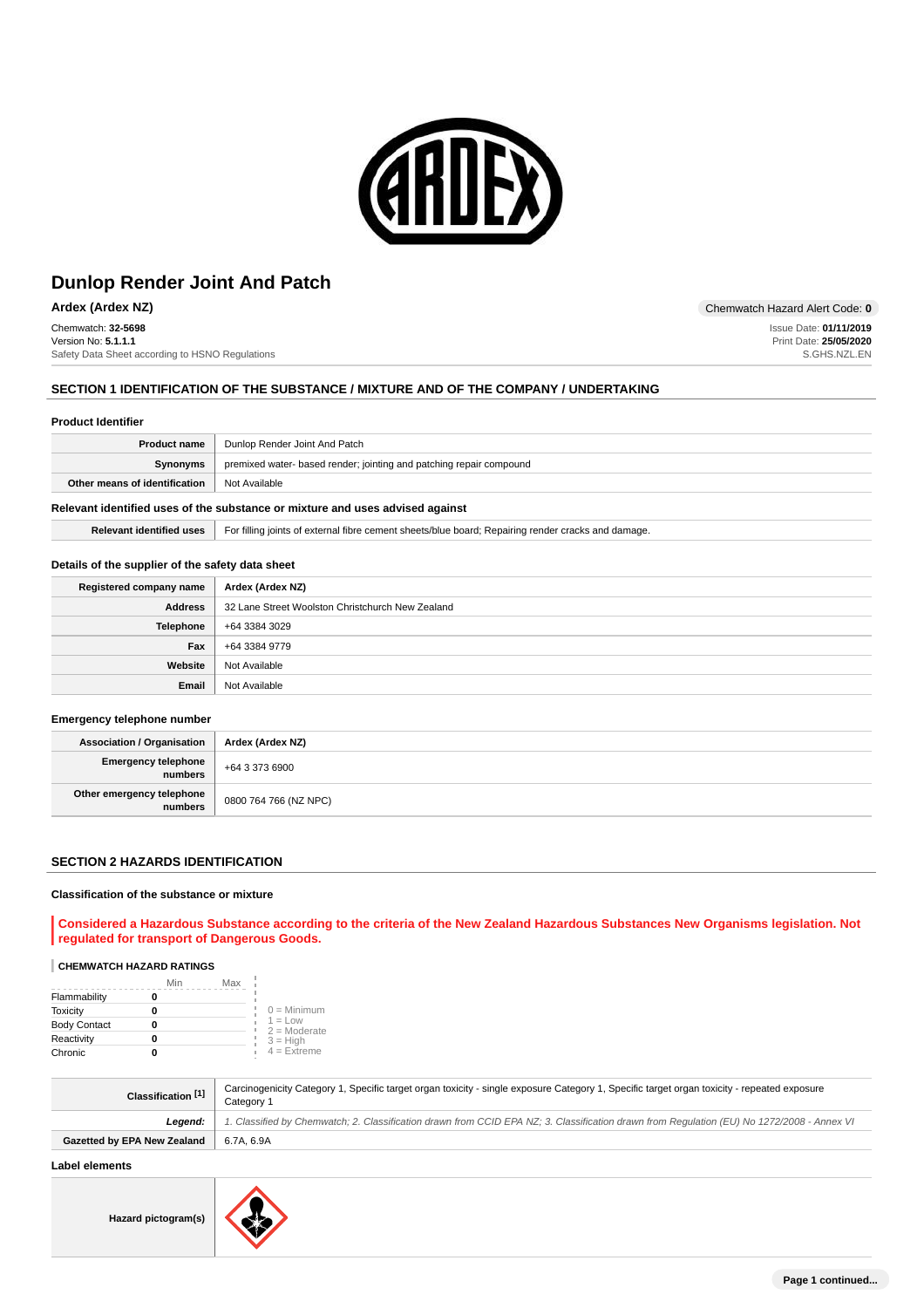# Dunlop Render Joint And Patch

**Ardex (Ardex NZ)**

Chemwatch: **32-5698**
Version No: **5.1.1.1**
Safety Data Sheet according to HSNO Regulations

Chemwatch Hazard Alert Code: **0**

Issue Date: **01/11/2019**
Print Date: **25/05/2020**
S.GHS.NZL.EN

## SECTION 1 IDENTIFICATION OF THE SUBSTANCE / MIXTURE AND OF THE COMPANY / UNDERTAKING

### Product Identifier

| | |
|---|---|
| **Product name** | Dunlop Render Joint And Patch |
| **Synonyms** | premixed water- based render; jointing and patching repair compound |
| **Other means of identification** | Not Available |

### Relevant identified uses of the substance or mixture and uses advised against

| | |
|---|---|
| **Relevant identified uses** | For filling joints of external fibre cement sheets/blue board; Repairing render cracks and damage. |

### Details of the supplier of the safety data sheet

| | |
|---|---|
| **Registered company name** | **Ardex (Ardex NZ)** |
| **Address** | 32 Lane Street Woolston Christchurch New Zealand |
| **Telephone** | +64 3384 3029 |
| **Fax** | +64 3384 9779 |
| **Website** | Not Available |
| **Email** | Not Available |

### Emergency telephone number

| | |
|---|---|
| **Association / Organisation** | **Ardex (Ardex NZ)** |
| **Emergency telephone numbers** | +64 3 373 6900 |
| **Other emergency telephone numbers** | 0800 764 766 (NZ NPC) |

## SECTION 2 HAZARDS IDENTIFICATION

### Classification of the substance or mixture

**Considered a Hazardous Substance according to the criteria of the New Zealand Hazardous Substances New Organisms legislation. Not regulated for transport of Dangerous Goods.**

**CHEMWATCH HAZARD RATINGS**

| | Min | Max |
|---|---|---|
| Flammability | 0 | |
| Toxicity | 0 | |
| Body Contact | 0 | |
| Reactivity | 0 | |
| Chronic | 0 | |

0 = Minimum
1 = Low
2 = Moderate
3 = High
4 = Extreme

| | |
|---|---|
| **Classification [1]** | Carcinogenicity Category 1, Specific target organ toxicity - single exposure Category 1, Specific target organ toxicity - repeated exposure Category 1 |
| ***Legend:*** | *1. Classified by Chemwatch; 2. Classification drawn from CCID EPA NZ; 3. Classification drawn from Regulation (EU) No 1272/2008 - Annex VI* |
| **Gazetted by EPA New Zealand** | 6.7A, 6.9A |

### Label elements

| | |
|---|---|
| **Hazard pictogram(s)** | |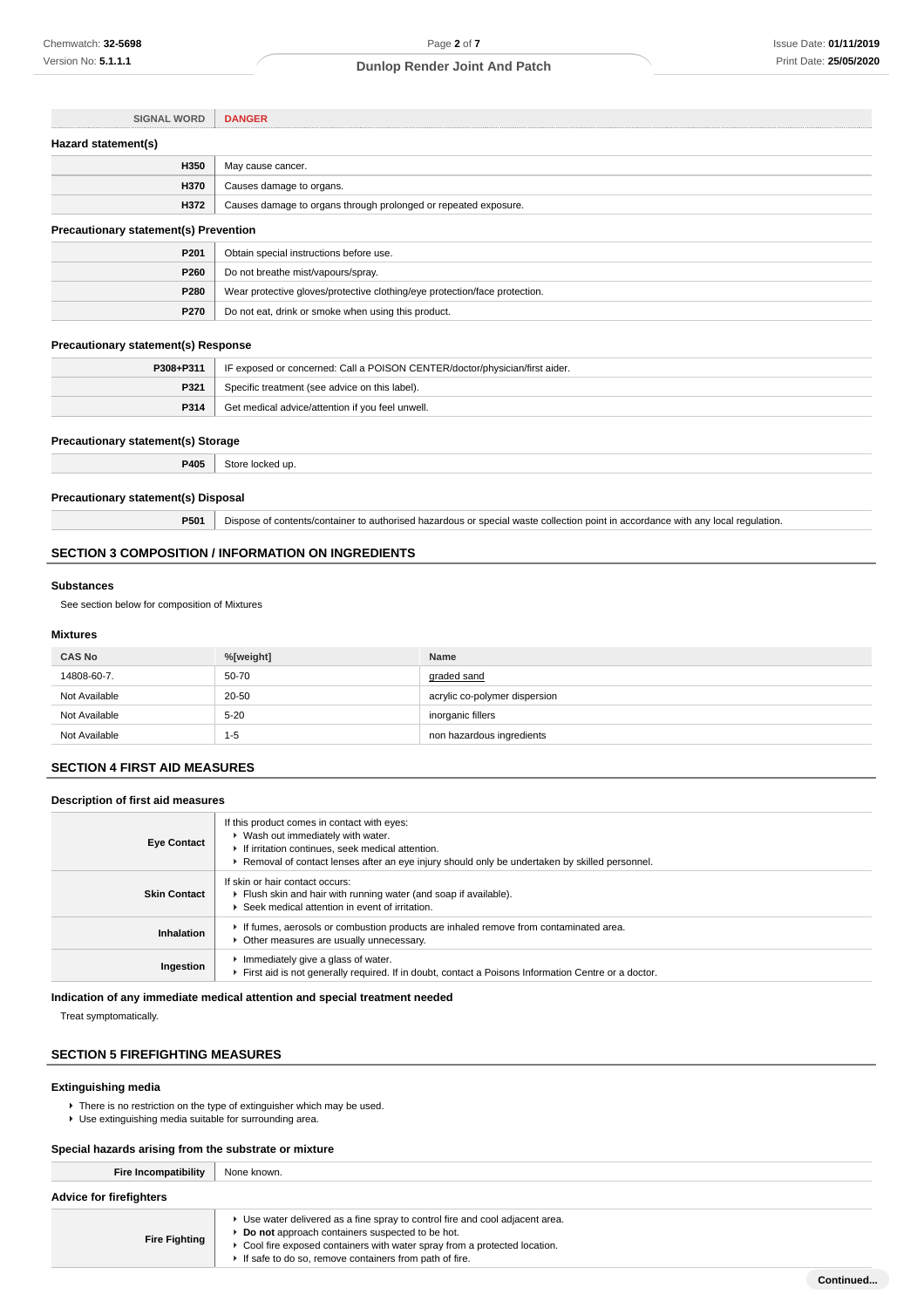| SIGNAL WORD | DANGER |
|---|---|

### Hazard statement(s)

| | |
|---|---|
| **H350** | May cause cancer. |
| **H370** | Causes damage to organs. |
| **H372** | Causes damage to organs through prolonged or repeated exposure. |

### Precautionary statement(s) Prevention

| | |
|---|---|
| **P201** | Obtain special instructions before use. |
| **P260** | Do not breathe mist/vapours/spray. |
| **P280** | Wear protective gloves/protective clothing/eye protection/face protection. |
| **P270** | Do not eat, drink or smoke when using this product. |

### Precautionary statement(s) Response

| | |
|---|---|
| **P308+P311** | IF exposed or concerned: Call a POISON CENTER/doctor/physician/first aider. |
| **P321** | Specific treatment (see advice on this label). |
| **P314** | Get medical advice/attention if you feel unwell. |

### Precautionary statement(s) Storage

| | |
|---|---|
| **P405** | Store locked up. |

### Precautionary statement(s) Disposal

| | |
|---|---|
| **P501** | Dispose of contents/container to authorised hazardous or special waste collection point in accordance with any local regulation. |

## SECTION 3 COMPOSITION / INFORMATION ON INGREDIENTS

### Substances

See section below for composition of Mixtures

### Mixtures

| CAS No | %[weight] | Name |
|---|---|---|
| 14808-60-7. | 50-70 | graded sand |
| Not Available | 20-50 | acrylic co-polymer dispersion |
| Not Available | 5-20 | inorganic fillers |
| Not Available | 1-5 | non hazardous ingredients |

## SECTION 4 FIRST AID MEASURES

### Description of first aid measures

| | |
|---|---|
| **Eye Contact** | If this product comes in contact with eyes:<br>▸ Wash out immediately with water.<br>▸ If irritation continues, seek medical attention.<br>▸ Removal of contact lenses after an eye injury should only be undertaken by skilled personnel. |
| **Skin Contact** | If skin or hair contact occurs:<br>▸ Flush skin and hair with running water (and soap if available).<br>▸ Seek medical attention in event of irritation. |
| **Inhalation** | ▸ If fumes, aerosols or combustion products are inhaled remove from contaminated area.<br>▸ Other measures are usually unnecessary. |
| **Ingestion** | ▸ Immediately give a glass of water.<br>▸ First aid is not generally required. If in doubt, contact a Poisons Information Centre or a doctor. |

### Indication of any immediate medical attention and special treatment needed

Treat symptomatically.

## SECTION 5 FIREFIGHTING MEASURES

### Extinguishing media

- There is no restriction on the type of extinguisher which may be used.
- Use extinguishing media suitable for surrounding area.

### Special hazards arising from the substrate or mixture

| | |
|---|---|
| **Fire Incompatibility** | None known. |

### Advice for firefighters

| | |
|---|---|
| **Fire Fighting** | ▸ Use water delivered as a fine spray to control fire and cool adjacent area.<br>▸ **Do not** approach containers suspected to be hot.<br>▸ Cool fire exposed containers with water spray from a protected location.<br>▸ If safe to do so, remove containers from path of fire. |

Continued...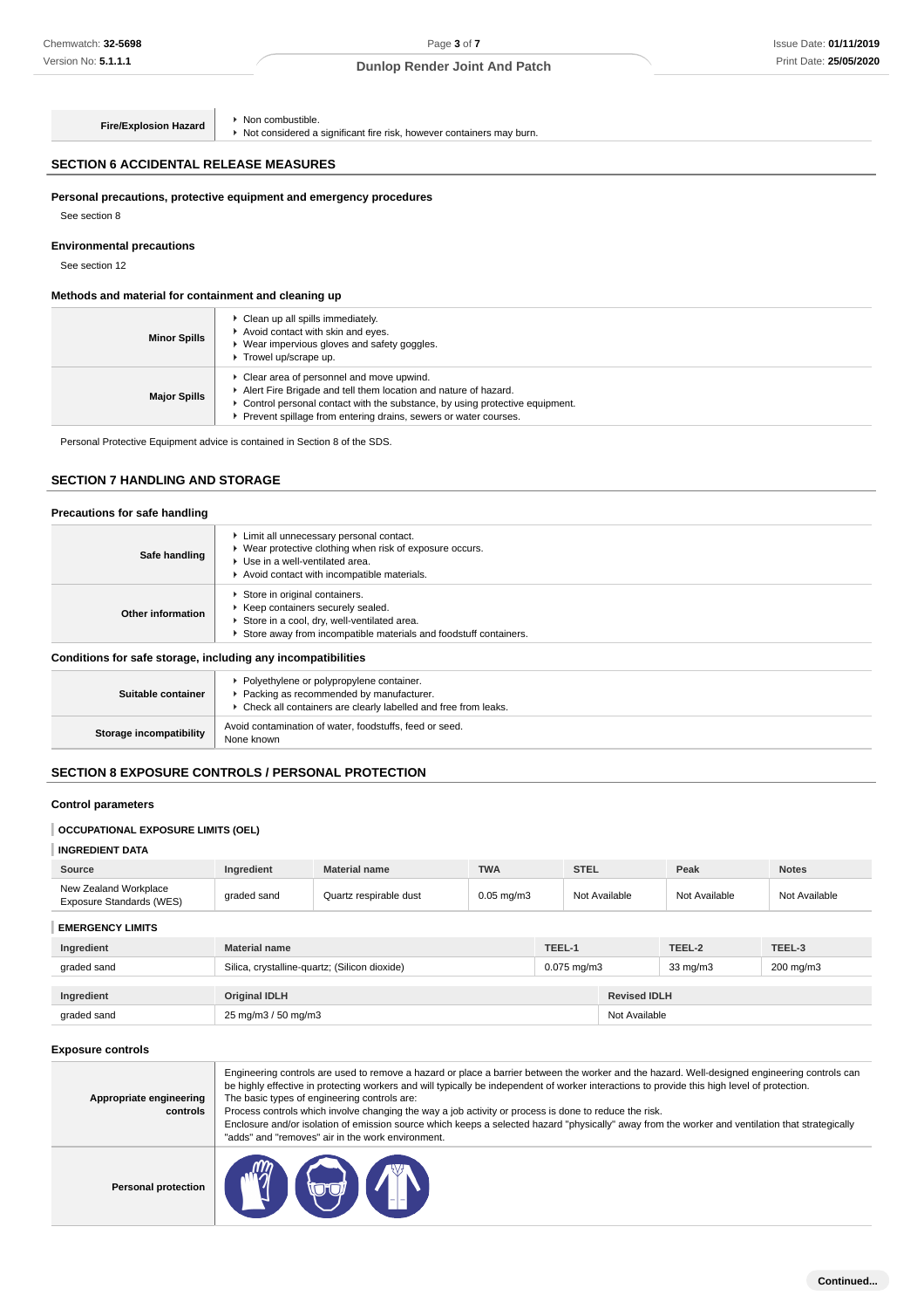| Fire/Explosion Hazard | ▸ Non combustible.<br>▸ Not considered a significant fire risk, however containers may burn. |
|---|---|

## SECTION 6 ACCIDENTAL RELEASE MEASURES

### Personal precautions, protective equipment and emergency procedures

See section 8

### Environmental precautions

See section 12

### Methods and material for containment and cleaning up

| | |
|---|---|
| Minor Spills | ▸ Clean up all spills immediately.<br>▸ Avoid contact with skin and eyes.<br>▸ Wear impervious gloves and safety goggles.<br>▸ Trowel up/scrape up. |
| Major Spills | ▸ Clear area of personnel and move upwind.<br>▸ Alert Fire Brigade and tell them location and nature of hazard.<br>▸ Control personal contact with the substance, by using protective equipment.<br>▸ Prevent spillage from entering drains, sewers or water courses. |

Personal Protective Equipment advice is contained in Section 8 of the SDS.

## SECTION 7 HANDLING AND STORAGE

### Precautions for safe handling

| | |
|---|---|
| Safe handling | ▸ Limit all unnecessary personal contact.<br>▸ Wear protective clothing when risk of exposure occurs.<br>▸ Use in a well-ventilated area.<br>▸ Avoid contact with incompatible materials. |
| Other information | ▸ Store in original containers.<br>▸ Keep containers securely sealed.<br>▸ Store in a cool, dry, well-ventilated area.<br>▸ Store away from incompatible materials and foodstuff containers. |

### Conditions for safe storage, including any incompatibilities

| | |
|---|---|
| Suitable container | ▸ Polyethylene or polypropylene container.<br>▸ Packing as recommended by manufacturer.<br>▸ Check all containers are clearly labelled and free from leaks. |
| Storage incompatibility | Avoid contamination of water, foodstuffs, feed or seed.<br>None known |

## SECTION 8 EXPOSURE CONTROLS / PERSONAL PROTECTION

### Control parameters

#### OCCUPATIONAL EXPOSURE LIMITS (OEL)

#### INGREDIENT DATA

| Source | Ingredient | Material name | TWA | STEL | Peak | Notes |
|---|---|---|---|---|---|---|
| New Zealand Workplace Exposure Standards (WES) | graded sand | Quartz respirable dust | 0.05 mg/m3 | Not Available | Not Available | Not Available |

#### EMERGENCY LIMITS

| Ingredient | Material name | TEEL-1 | TEEL-2 | TEEL-3 |
|---|---|---|---|---|
| graded sand | Silica, crystalline-quartz; (Silicon dioxide) | 0.075 mg/m3 | 33 mg/m3 | 200 mg/m3 |

| Ingredient | Original IDLH | Revised IDLH |
|---|---|---|
| graded sand | 25 mg/m3 / 50 mg/m3 | Not Available |

### Exposure controls

| | |
|---|---|
| Appropriate engineering controls | Engineering controls are used to remove a hazard or place a barrier between the worker and the hazard. Well-designed engineering controls can be highly effective in protecting workers and will typically be independent of worker interactions to provide this high level of protection.<br>The basic types of engineering controls are:<br>Process controls which involve changing the way a job activity or process is done to reduce the risk.<br>Enclosure and/or isolation of emission source which keeps a selected hazard "physically" away from the worker and ventilation that strategically "adds" and "removes" air in the work environment. |
| Personal protection | |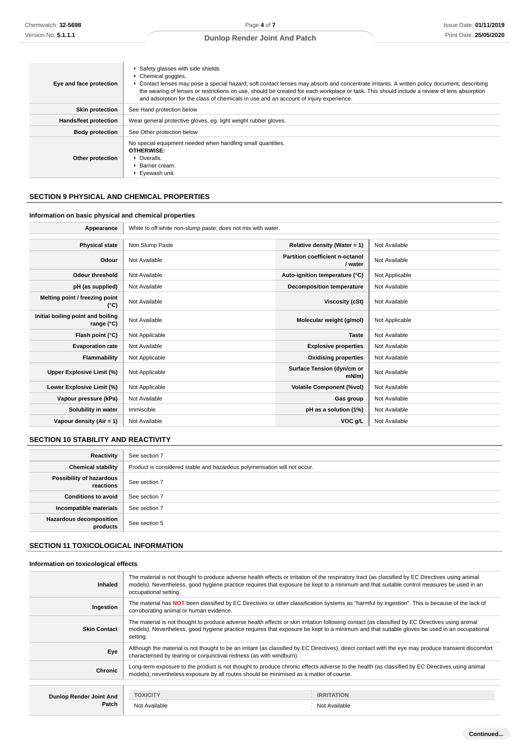| | |
|---|---|
| **Eye and face protection** | ▸ Safety glasses with side shields<br>▸ Chemical goggles.<br>▸ Contact lenses may pose a special hazard; soft contact lenses may absorb and concentrate irritants. A written policy document, describing the wearing of lenses or restrictions on use, should be created for each workplace or task. This should include a review of lens absorption and adsorption for the class of chemicals in use and an account of injury experience. |
| **Skin protection** | See Hand protection below |
| **Hands/feet protection** | Wear general protective gloves, eg. light weight rubber gloves. |
| **Body protection** | See Other protection below |
| **Other protection** | No special equipment needed when handling small quantities.<br>**OTHERWISE:**<br>▸ Overalls.<br>▸ Barrier cream.<br>▸ Eyewash unit. |

## SECTION 9 PHYSICAL AND CHEMICAL PROPERTIES

### Information on basic physical and chemical properties

| | |
|---|---|
| **Appearance** | White to off white non-slump paste; does not mix with water. |

| | | | |
|---|---|---|---|
| **Physical state** | Non Slump Paste | **Relative density (Water = 1)** | Not Available |
| **Odour** | Not Available | **Partition coefficient n-octanol / water** | Not Available |
| **Odour threshold** | Not Available | **Auto-ignition temperature (°C)** | Not Applicable |
| **pH (as supplied)** | Not Available | **Decomposition temperature** | Not Available |
| **Melting point / freezing point (°C)** | Not Available | **Viscosity (cSt)** | Not Available |
| **Initial boiling point and boiling range (°C)** | Not Available | **Molecular weight (g/mol)** | Not Applicable |
| **Flash point (°C)** | Not Applicable | **Taste** | Not Available |
| **Evaporation rate** | Not Available | **Explosive properties** | Not Available |
| **Flammability** | Not Applicable | **Oxidising properties** | Not Available |
| **Upper Explosive Limit (%)** | Not Applicable | **Surface Tension (dyn/cm or mN/m)** | Not Available |
| **Lower Explosive Limit (%)** | Not Applicable | **Volatile Component (%vol)** | Not Available |
| **Vapour pressure (kPa)** | Not Available | **Gas group** | Not Available |
| **Solubility in water** | Immiscible | **pH as a solution (1%)** | Not Available |
| **Vapour density (Air = 1)** | Not Available | **VOC g/L** | Not Available |

## SECTION 10 STABILITY AND REACTIVITY

| | |
|---|---|
| **Reactivity** | See section 7 |
| **Chemical stability** | Product is considered stable and hazardous polymerisation will not occur. |
| **Possibility of hazardous reactions** | See section 7 |
| **Conditions to avoid** | See section 7 |
| **Incompatible materials** | See section 7 |
| **Hazardous decomposition products** | See section 5 |

## SECTION 11 TOXICOLOGICAL INFORMATION

### Information on toxicological effects

| | |
|---|---|
| **Inhaled** | The material is not thought to produce adverse health effects or irritation of the respiratory tract (as classified by EC Directives using animal models). Nevertheless, good hygiene practice requires that exposure be kept to a minimum and that suitable control measures be used in an occupational setting. |
| **Ingestion** | The material has **NOT** been classified by EC Directives or other classification systems as "harmful by ingestion". This is because of the lack of corroborating animal or human evidence. |
| **Skin Contact** | The material is not thought to produce adverse health effects or skin irritation following contact (as classified by EC Directives using animal models). Nevertheless, good hygiene practice requires that exposure be kept to a minimum and that suitable gloves be used in an occupational setting. |
| **Eye** | Although the material is not thought to be an irritant (as classified by EC Directives), direct contact with the eye may produce transient discomfort characterised by tearing or conjunctival redness (as with windburn). |
| **Chronic** | Long-term exposure to the product is not thought to produce chronic effects adverse to the health (as classified by EC Directives using animal models); nevertheless exposure by all routes should be minimised as a matter of course. |

| | TOXICITY | IRRITATION |
|---|---|---|
| **Dunlop Render Joint And Patch** | Not Available | Not Available |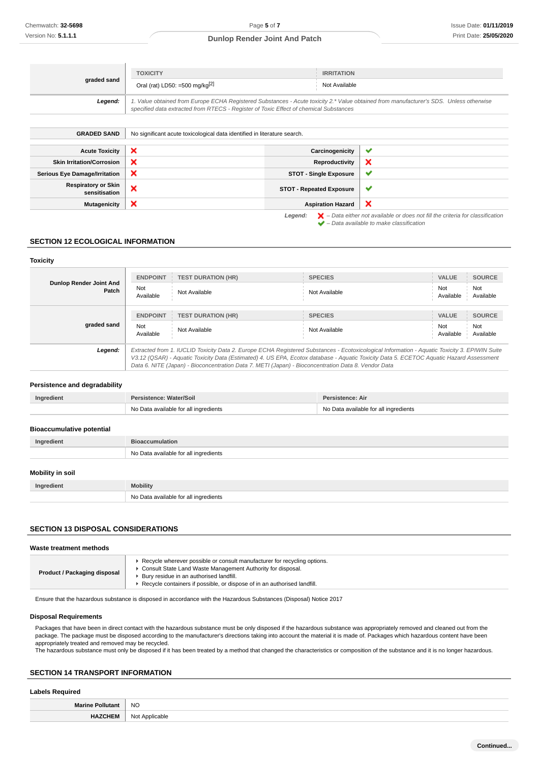| graded sand | TOXICITY | IRRITATION |
|---|---|---|
| | Oral (rat) LD50: =500 mg/kg[2] | Not Available |
| ***Legend:*** | *1. Value obtained from Europe ECHA Registered Substances - Acute toxicity 2.\* Value obtained from manufacturer's SDS. Unless otherwise specified data extracted from RTECS - Register of Toxic Effect of chemical Substances* | |

| GRADED SAND | No significant acute toxicological data identified in literature search. |
|---|---|

| | | | |
|---|---|---|---|
| **Acute Toxicity** | ❌ | **Carcinogenicity** | ✔ |
| **Skin Irritation/Corrosion** | ❌ | **Reproductivity** | ❌ |
| **Serious Eye Damage/Irritation** | ❌ | **STOT - Single Exposure** | ✔ |
| **Respiratory or Skin sensitisation** | ❌ | **STOT - Repeated Exposure** | ✔ |
| **Mutagenicity** | ❌ | **Aspiration Hazard** | ❌ |

***Legend:*** ❌ *– Data either not available or does not fill the criteria for classification*
✔ *– Data available to make classification*

## SECTION 12 ECOLOGICAL INFORMATION

### Toxicity

| | ENDPOINT | TEST DURATION (HR) | SPECIES | VALUE | SOURCE |
|---|---|---|---|---|---|
| **Dunlop Render Joint And Patch** | Not Available | Not Available | Not Available | Not Available | Not Available |
| | **ENDPOINT** | **TEST DURATION (HR)** | **SPECIES** | **VALUE** | **SOURCE** |
| **graded sand** | Not Available | Not Available | Not Available | Not Available | Not Available |
| ***Legend:*** | *Extracted from 1. IUCLID Toxicity Data 2. Europe ECHA Registered Substances - Ecotoxicological Information - Aquatic Toxicity 3. EPIWIN Suite V3.12 (QSAR) - Aquatic Toxicity Data (Estimated) 4. US EPA, Ecotox database - Aquatic Toxicity Data 5. ECETOC Aquatic Hazard Assessment Data 6. NITE (Japan) - Bioconcentration Data 7. METI (Japan) - Bioconcentration Data 8. Vendor Data* | | | | |

### Persistence and degradability

| Ingredient | Persistence: Water/Soil | Persistence: Air |
|---|---|---|
| | No Data available for all ingredients | No Data available for all ingredients |

### Bioaccumulative potential

| Ingredient | Bioaccumulation |
|---|---|
| | No Data available for all ingredients |

### Mobility in soil

| Ingredient | Mobility |
|---|---|
| | No Data available for all ingredients |

## SECTION 13 DISPOSAL CONSIDERATIONS

### Waste treatment methods

| **Product / Packaging disposal** | ▸ Recycle wherever possible or consult manufacturer for recycling options.<br>▸ Consult State Land Waste Management Authority for disposal.<br>▸ Bury residue in an authorised landfill.<br>▸ Recycle containers if possible, or dispose of in an authorised landfill. |
|---|---|

Ensure that the hazardous substance is disposed in accordance with the Hazardous Substances (Disposal) Notice 2017

### Disposal Requirements

Packages that have been in direct contact with the hazardous substance must be only disposed if the hazardous substance was appropriately removed and cleaned out from the package. The package must be disposed according to the manufacturer's directions taking into account the material it is made of. Packages which hazardous content have been appropriately treated and removed may be recycled.
The hazardous substance must only be disposed if it has been treated by a method that changed the characteristics or composition of the substance and it is no longer hazardous.

## SECTION 14 TRANSPORT INFORMATION

### Labels Required

| **Marine Pollutant** | NO |
|---|---|
| **HAZCHEM** | Not Applicable |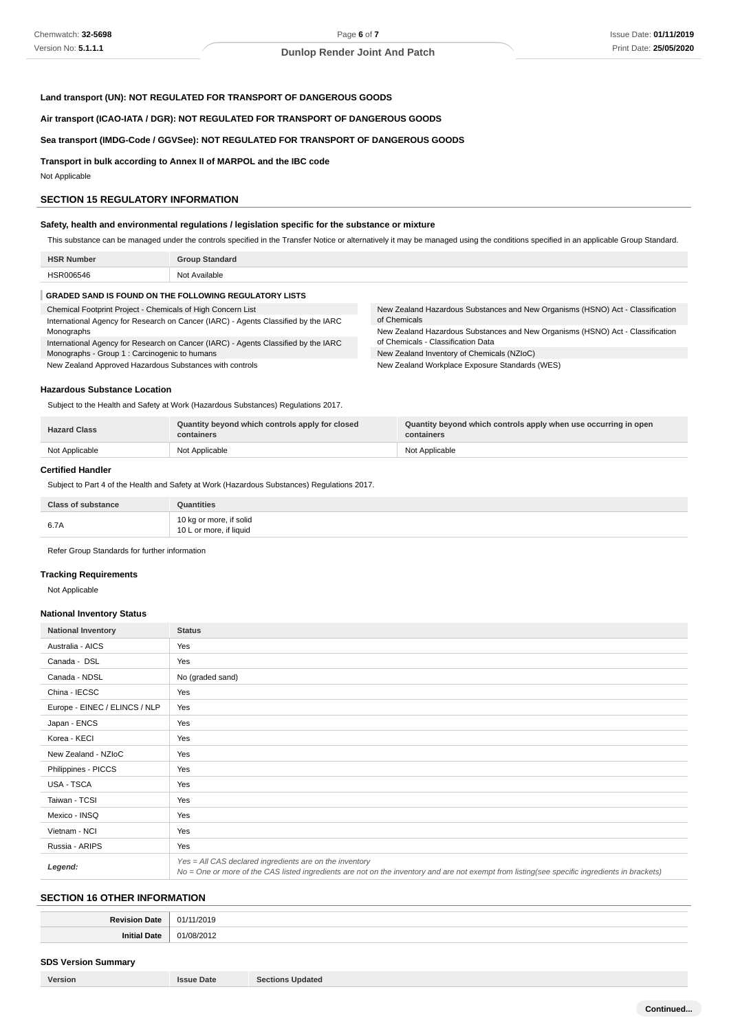**Land transport (UN): NOT REGULATED FOR TRANSPORT OF DANGEROUS GOODS**

**Air transport (ICAO-IATA / DGR): NOT REGULATED FOR TRANSPORT OF DANGEROUS GOODS**

**Sea transport (IMDG-Code / GGVSee): NOT REGULATED FOR TRANSPORT OF DANGEROUS GOODS**

**Transport in bulk according to Annex II of MARPOL and the IBC code**

Not Applicable

## SECTION 15 REGULATORY INFORMATION

### Safety, health and environmental regulations / legislation specific for the substance or mixture

This substance can be managed under the controls specified in the Transfer Notice or alternatively it may be managed using the conditions specified in an applicable Group Standard.

| HSR Number | Group Standard |
|---|---|
| HSR006546 | Not Available |

**GRADED SAND IS FOUND ON THE FOLLOWING REGULATORY LISTS**

Chemical Footprint Project - Chemicals of High Concern List

International Agency for Research on Cancer (IARC) - Agents Classified by the IARC Monographs

International Agency for Research on Cancer (IARC) - Agents Classified by the IARC Monographs - Group 1 : Carcinogenic to humans

New Zealand Approved Hazardous Substances with controls

New Zealand Hazardous Substances and New Organisms (HSNO) Act - Classification of Chemicals

New Zealand Hazardous Substances and New Organisms (HSNO) Act - Classification of Chemicals - Classification Data

New Zealand Inventory of Chemicals (NZIoC)

New Zealand Workplace Exposure Standards (WES)

### Hazardous Substance Location

Subject to the Health and Safety at Work (Hazardous Substances) Regulations 2017.

| Hazard Class | Quantity beyond which controls apply for closed containers | Quantity beyond which controls apply when use occurring in open containers |
|---|---|---|
| Not Applicable | Not Applicable | Not Applicable |

### Certified Handler

Subject to Part 4 of the Health and Safety at Work (Hazardous Substances) Regulations 2017.

| Class of substance | Quantities |
|---|---|
| 6.7A | 10 kg or more, if solid<br>10 L or more, if liquid |

Refer Group Standards for further information

### Tracking Requirements

Not Applicable

### National Inventory Status

| National Inventory | Status |
|---|---|
| Australia - AICS | Yes |
| Canada - DSL | Yes |
| Canada - NDSL | No (graded sand) |
| China - IECSC | Yes |
| Europe - EINEC / ELINCS / NLP | Yes |
| Japan - ENCS | Yes |
| Korea - KECI | Yes |
| New Zealand - NZIoC | Yes |
| Philippines - PICCS | Yes |
| USA - TSCA | Yes |
| Taiwan - TCSI | Yes |
| Mexico - INSQ | Yes |
| Vietnam - NCI | Yes |
| Russia - ARIPS | Yes |
| *Legend:* | *Yes = All CAS declared ingredients are on the inventory*<br>*No = One or more of the CAS listed ingredients are not on the inventory and are not exempt from listing(see specific ingredients in brackets)* |

## SECTION 16 OTHER INFORMATION

| | |
|---|---|
| **Revision Date** | 01/11/2019 |
| **Initial Date** | 01/08/2012 |

### SDS Version Summary

| Version | Issue Date | Sections Updated |
|---|---|---|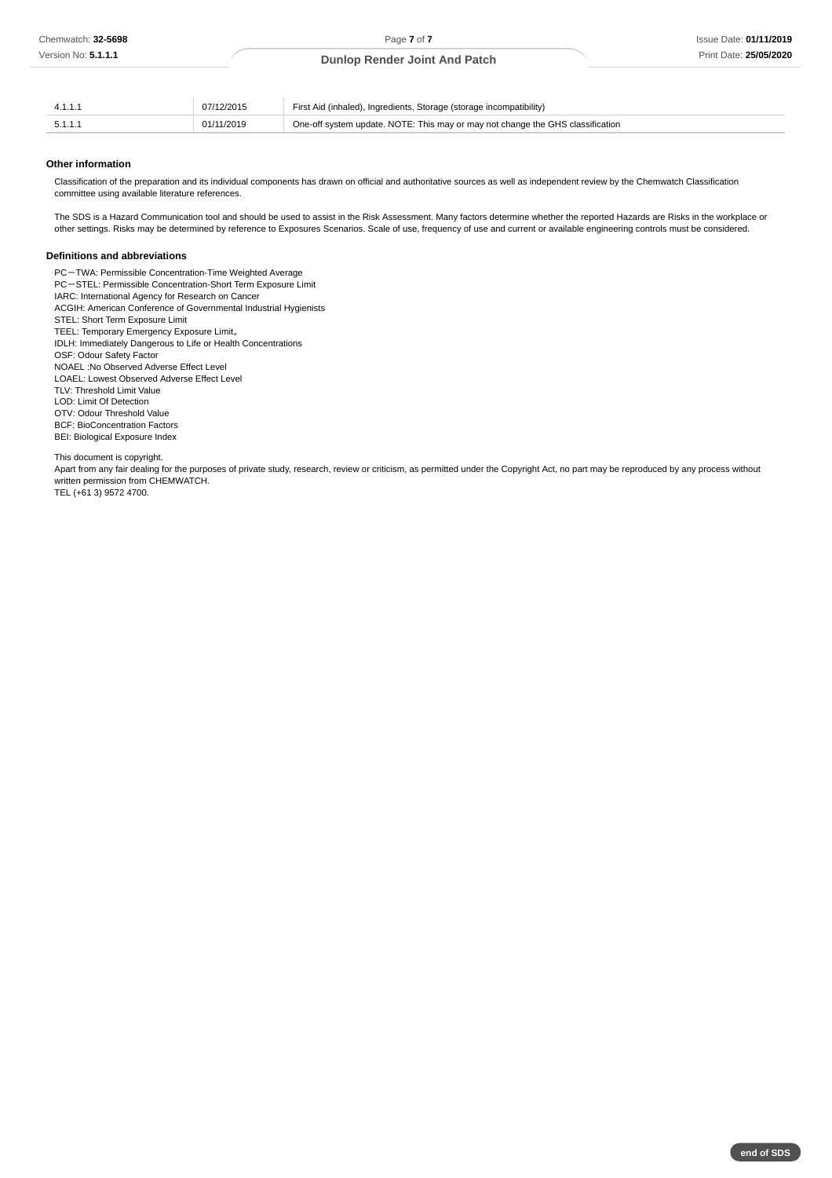| | | |
|---|---|---|
| 4.1.1.1 | 07/12/2015 | First Aid (inhaled), Ingredients, Storage (storage incompatibility) |
| 5.1.1.1 | 01/11/2019 | One-off system update. NOTE: This may or may not change the GHS classification |

### Other information

Classification of the preparation and its individual components has drawn on official and authoritative sources as well as independent review by the Chemwatch Classification committee using available literature references.

The SDS is a Hazard Communication tool and should be used to assist in the Risk Assessment. Many factors determine whether the reported Hazards are Risks in the workplace or other settings. Risks may be determined by reference to Exposures Scenarios. Scale of use, frequency of use and current or available engineering controls must be considered.

### Definitions and abbreviations

PC－TWA: Permissible Concentration-Time Weighted Average
PC－STEL: Permissible Concentration-Short Term Exposure Limit
IARC: International Agency for Research on Cancer
ACGIH: American Conference of Governmental Industrial Hygienists
STEL: Short Term Exposure Limit
TEEL: Temporary Emergency Exposure Limit。
IDLH: Immediately Dangerous to Life or Health Concentrations
OSF: Odour Safety Factor
NOAEL :No Observed Adverse Effect Level
LOAEL: Lowest Observed Adverse Effect Level
TLV: Threshold Limit Value
LOD: Limit Of Detection
OTV: Odour Threshold Value
BCF: BioConcentration Factors
BEI: Biological Exposure Index

This document is copyright.
Apart from any fair dealing for the purposes of private study, research, review or criticism, as permitted under the Copyright Act, no part may be reproduced by any process without written permission from CHEMWATCH.
TEL (+61 3) 9572 4700.

end of SDS